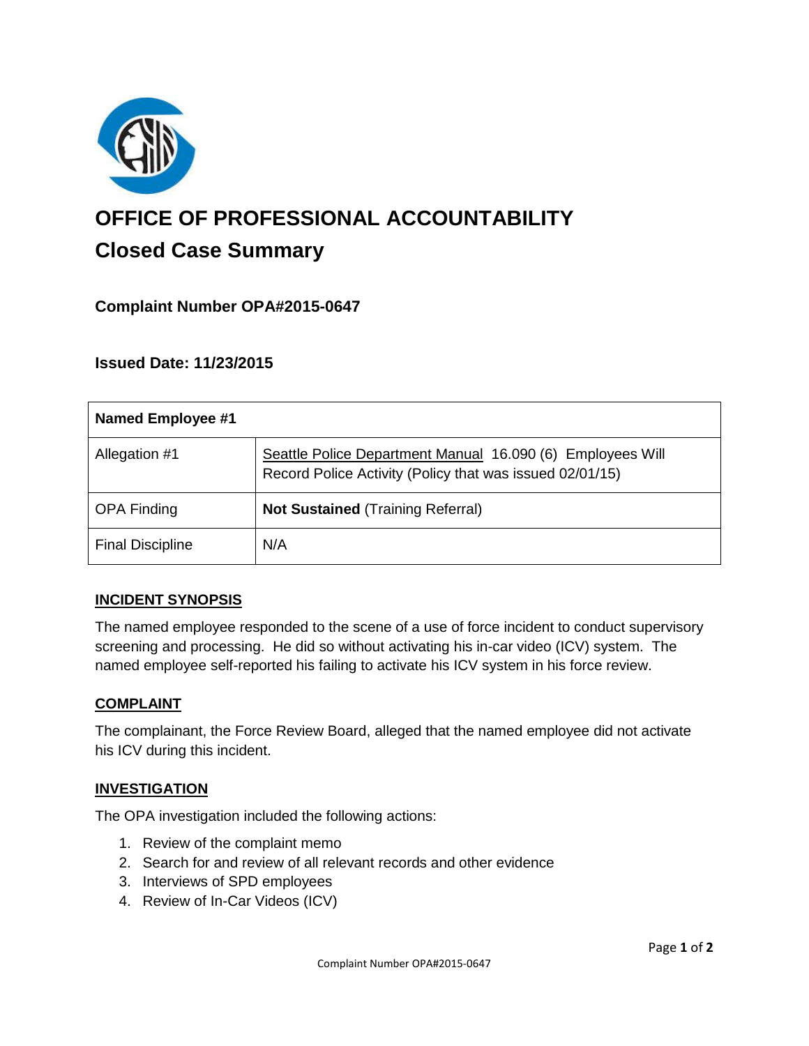# OFFICE OF PROFESSIONAL ACCOUNTABILITY

## Closed Case Summary

### Complaint Number OPA#2015-0647

### Issued Date: 11/23/2015

| Named Employee #1 | |
|---|---|
| Allegation #1 | Seattle Police Department Manual 16.090 (6) Employees Will Record Police Activity (Policy that was issued 02/01/15) |
| OPA Finding | **Not Sustained** (Training Referral) |
| Final Discipline | N/A |

**INCIDENT SYNOPSIS**

The named employee responded to the scene of a use of force incident to conduct supervisory screening and processing. He did so without activating his in-car video (ICV) system. The named employee self-reported his failing to activate his ICV system in his force review.

**COMPLAINT**

The complainant, the Force Review Board, alleged that the named employee did not activate his ICV during this incident.

**INVESTIGATION**

The OPA investigation included the following actions:

1. Review of the complaint memo
2. Search for and review of all relevant records and other evidence
3. Interviews of SPD employees
4. Review of In-Car Videos (ICV)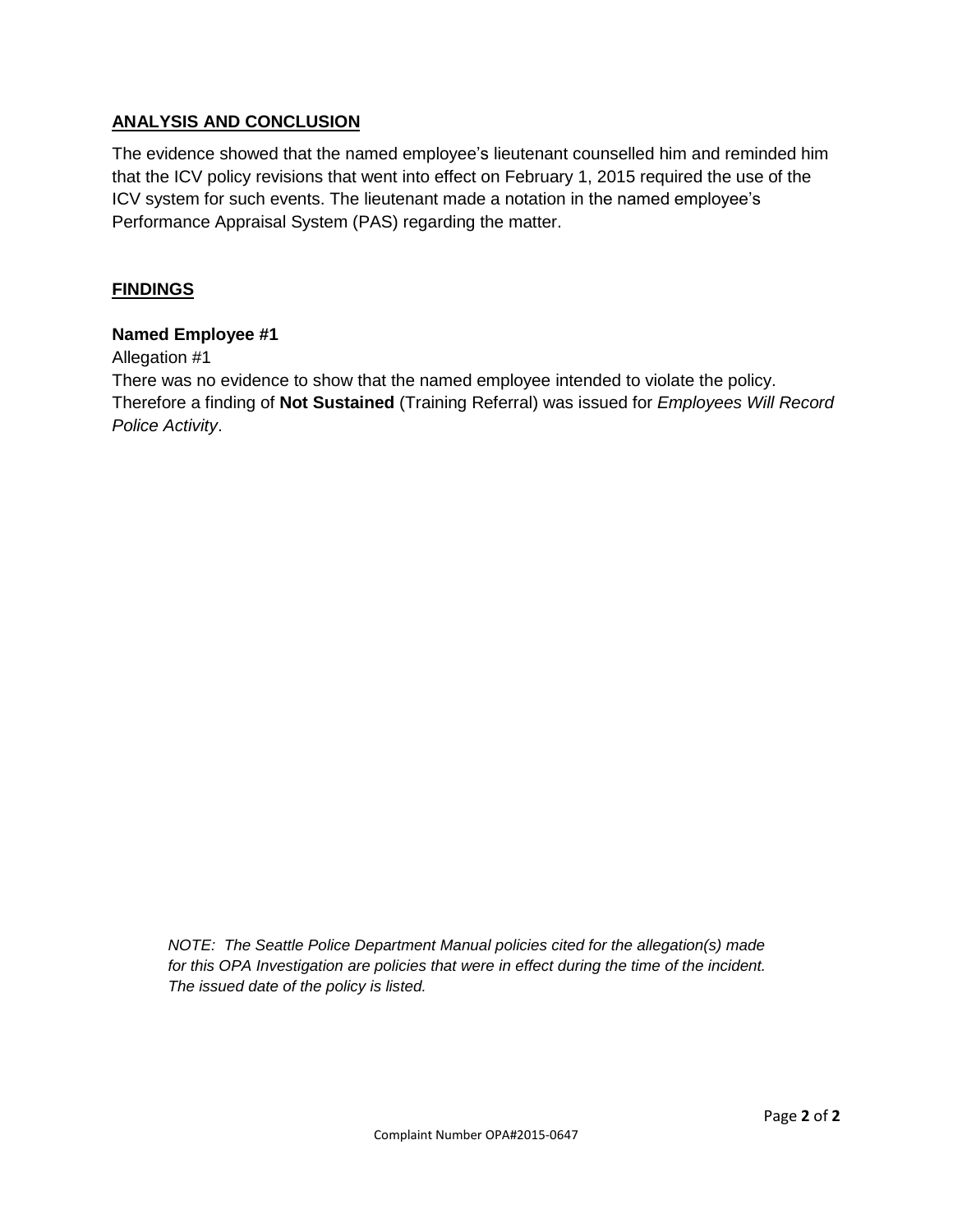## ANALYSIS AND CONCLUSION

The evidence showed that the named employee's lieutenant counselled him and reminded him that the ICV policy revisions that went into effect on February 1, 2015 required the use of the ICV system for such events. The lieutenant made a notation in the named employee's Performance Appraisal System (PAS) regarding the matter.

## FINDINGS

**Named Employee #1**

Allegation #1

There was no evidence to show that the named employee intended to violate the policy. Therefore a finding of **Not Sustained** (Training Referral) was issued for *Employees Will Record Police Activity*.

*NOTE: The Seattle Police Department Manual policies cited for the allegation(s) made for this OPA Investigation are policies that were in effect during the time of the incident. The issued date of the policy is listed.*

Complaint Number OPA#2015-0647